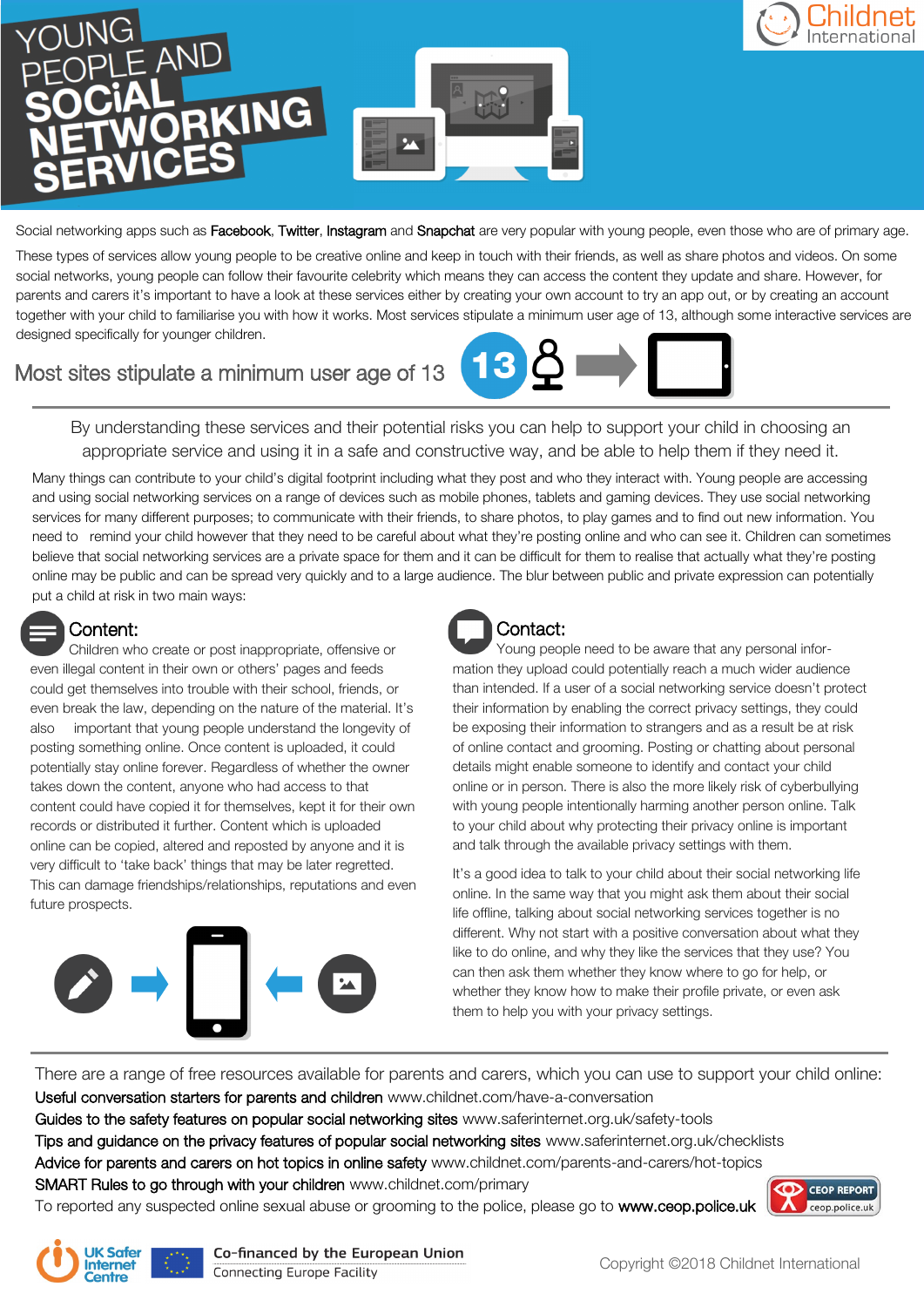# YOUNG PEOPLE AND SOCIAL NETWORKING SERVICES

Childnet International

Social networking apps such as **Facebook**, **Twitter**, **Instagram** and **Snapchat** are very popular with young people, even those who are of primary age.

These types of services allow young people to be creative online and keep in touch with their friends, as well as share photos and videos. On some social networks, young people can follow their favourite celebrity which means they can access the content they update and share. However, for parents and carers it's important to have a look at these services either by creating your own account to try an app out, or by creating an account together with your child to familiarise you with how it works. Most services stipulate a minimum user age of 13, although some interactive services are designed specifically for younger children.

## Most sites stipulate a minimum user age of 13

13

By understanding these services and their potential risks you can help to support your child in choosing an appropriate service and using it in a safe and constructive way, and be able to help them if they need it.

Many things can contribute to your child's digital footprint including what they post and who they interact with. Young people are accessing and using social networking services on a range of devices such as mobile phones, tablets and gaming devices. They use social networking services for many different purposes; to communicate with their friends, to share photos, to play games and to find out new information. You need to remind your child however that they need to be careful about what they're posting online and who can see it. Children can sometimes believe that social networking services are a private space for them and it can be difficult for them to realise that actually what they're posting online may be public and can be spread very quickly and to a large audience. The blur between public and private expression can potentially put a child at risk in two main ways:

### Content:

Children who create or post inappropriate, offensive or even illegal content in their own or others' pages and feeds could get themselves into trouble with their school, friends, or even break the law, depending on the nature of the material. It's also important that young people understand the longevity of posting something online. Once content is uploaded, it could potentially stay online forever. Regardless of whether the owner takes down the content, anyone who had access to that content could have copied it for themselves, kept it for their own records or distributed it further. Content which is uploaded online can be copied, altered and reposted by anyone and it is very difficult to 'take back' things that may be later regretted. This can damage friendships/relationships, reputations and even future prospects.

### Contact:

Young people need to be aware that any personal information they upload could potentially reach a much wider audience than intended. If a user of a social networking service doesn't protect their information by enabling the correct privacy settings, they could be exposing their information to strangers and as a result be at risk of online contact and grooming. Posting or chatting about personal details might enable someone to identify and contact your child online or in person. There is also the more likely risk of cyberbullying with young people intentionally harming another person online. Talk to your child about why protecting their privacy online is important and talk through the available privacy settings with them.

It's a good idea to talk to your child about their social networking life online. In the same way that you might ask them about their social life offline, talking about social networking services together is no different. Why not start with a positive conversation about what they like to do online, and why they like the services that they use? You can then ask them whether they know where to go for help, or whether they know how to make their profile private, or even ask them to help you with your privacy settings.

There are a range of free resources available for parents and carers, which you can use to support your child online:

**Useful conversation starters for parents and children** www.childnet.com/have-a-conversation
**Guides to the safety features on popular social networking sites** www.saferinternet.org.uk/safety-tools
**Tips and guidance on the privacy features of popular social networking sites** www.saferinternet.org.uk/checklists
**Advice for parents and carers on hot topics in online safety** www.childnet.com/parents-and-carers/hot-topics
**SMART Rules to go through with your children** www.childnet.com/primary
To reported any suspected online sexual abuse or grooming to the police, please go to **www.ceop.police.uk**

CEOP REPORT ceop.police.uk

UK Safer Internet Centre

Co-financed by the European Union
Connecting Europe Facility

Copyright ©2018 Childnet International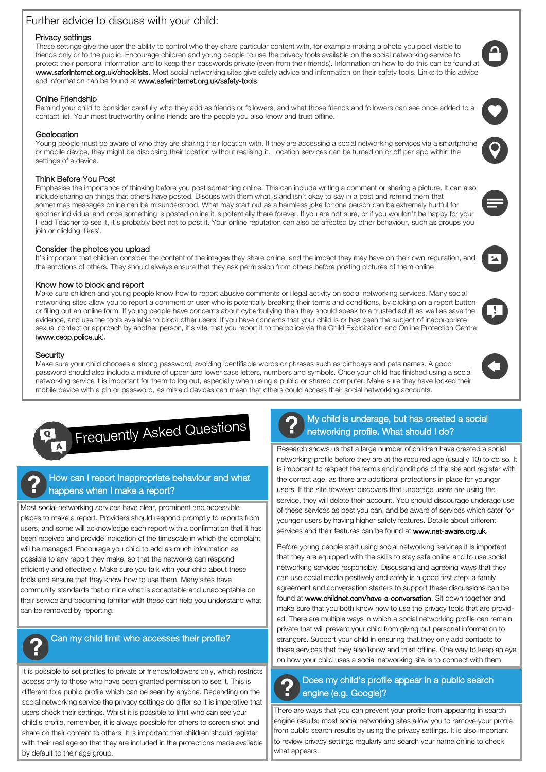# Further advice to discuss with your child:

### Privacy settings

These settings give the user the ability to control who they share particular content with, for example making a photo you post visible to friends only or to the public. Encourage children and young people to use the privacy tools available on the social networking service to protect their personal information and to keep their passwords private (even from their friends). Information on how to do this can be found at **www.saferinternet.org.uk/checklists**. Most social networking sites give safety advice and information on their safety tools. Links to this advice and information can be found at **www.saferinternet.org.uk/safety-tools**.

### Online Friendship

Remind your child to consider carefully who they add as friends or followers, and what those friends and followers can see once added to a contact list. Your most trustworthy online friends are the people you also know and trust offline.

### Geolocation

Young people must be aware of who they are sharing their location with. If they are accessing a social networking services via a smartphone or mobile device, they might be disclosing their location without realising it. Location services can be turned on or off per app within the settings of a device.

### Think Before You Post

Emphasise the importance of thinking before you post something online. This can include writing a comment or sharing a picture. It can also include sharing on things that others have posted. Discuss with them what is and isn't okay to say in a post and remind them that sometimes messages online can be misunderstood. What may start out as a harmless joke for one person can be extremely hurtful for another individual and once something is posted online it is potentially there forever. If you are not sure, or if you wouldn't be happy for your Head Teacher to see it, it's probably best not to post it. Your online reputation can also be affected by other behaviour, such as groups you join or clicking 'likes'.

### Consider the photos you upload

It's important that children consider the content of the images they share online, and the impact they may have on their own reputation, and the emotions of others. They should always ensure that they ask permission from others before posting pictures of them online.

### Know how to block and report

Make sure children and young people know how to report abusive comments or illegal activity on social networking services. Many social networking sites allow you to report a comment or user who is potentially breaking their terms and conditions, by clicking on a report button or filling out an online form. If young people have concerns about cyberbullying then they should speak to a trusted adult as well as save the evidence, and use the tools available to block other users. If you have concerns that your child is or has been the subject of inappropriate sexual contact or approach by another person, it's vital that you report it to the police via the Child Exploitation and Online Protection Centre (**www.ceop.police.uk**).

### Security

Make sure your child chooses a strong password, avoiding identifiable words or phrases such as birthdays and pets names. A good password should also include a mixture of upper and lower case letters, numbers and symbols. Once your child has finished using a social networking service it is important for them to log out, especially when using a public or shared computer. Make sure they have locked their mobile device with a pin or password, as mislaid devices can mean that others could access their social networking accounts.

## Frequently Asked Questions

### How can I report inappropriate behaviour and what happens when I make a report?

Most social networking services have clear, prominent and accessible places to make a report. Providers should respond promptly to reports from users, and some will acknowledge each report with a confirmation that it has been received and provide indication of the timescale in which the complaint will be managed. Encourage you child to add as much information as possible to any report they make, so that the networks can respond efficiently and effectively. Make sure you talk with your child about these tools and ensure that they know how to use them. Many sites have community standards that outline what is acceptable and unacceptable on their service and becoming familiar with these can help you understand what can be removed by reporting.

### Can my child limit who accesses their profile?

It is possible to set profiles to private or friends/followers only, which restricts access only to those who have been granted permission to see it. This is different to a public profile which can be seen by anyone. Depending on the social networking service the privacy settings do differ so it is imperative that users check their settings. Whilst it is possible to limit who can see your child's profile, remember, it is always possible for others to screen shot and share on their content to others. It is important that children should register with their real age so that they are included in the protections made available by default to their age group.

### My child is underage, but has created a social networking profile. What should I do?

Research shows us that a large number of children have created a social networking profile before they are at the required age (usually 13) to do so. It is important to respect the terms and conditions of the site and register with the correct age, as there are additional protections in place for younger users. If the site however discovers that underage users are using the service, they will delete their account. You should discourage underage use of these services as best you can, and be aware of services which cater for younger users by having higher safety features. Details about different services and their features can be found at **www.net-aware.org.uk**.

Before young people start using social networking services it is important that they are equipped with the skills to stay safe online and to use social networking services responsibly. Discussing and agreeing ways that they can use social media positively and safely is a good first step; a family agreement and conversation starters to support these discussions can be found at **www.childnet.com/have-a-conversation**. Sit down together and make sure that you both know how to use the privacy tools that are provided. There are multiple ways in which a social networking profile can remain private that will prevent your child from giving out personal information to strangers. Support your child in ensuring that they only add contacts to these services that they also know and trust offline. One way to keep an eye on how your child uses a social networking site is to connect with them.

### Does my child's profile appear in a public search engine (e.g. Google)?

There are ways that you can prevent your profile from appearing in search engine results; most social networking sites allow you to remove your profile from public search results by using the privacy settings. It is also important to review privacy settings regularly and search your name online to check what appears.